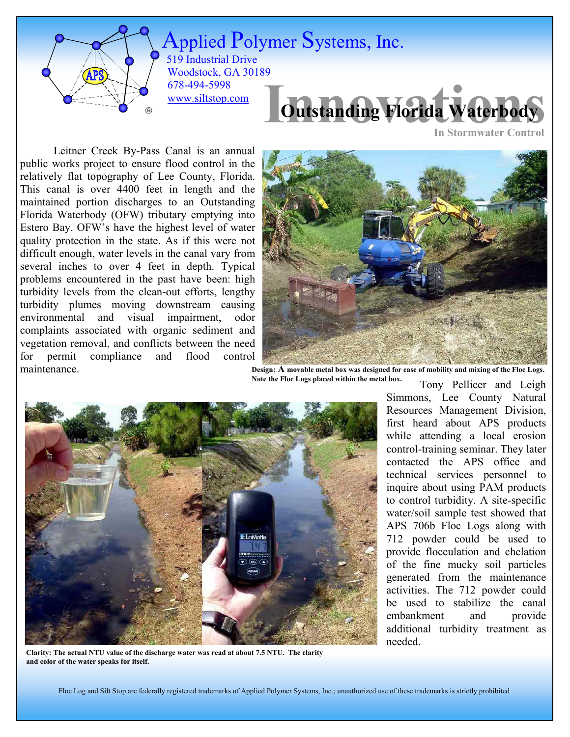# Applied Polymer Systems, Inc.

519 Industrial Drive
Woodstock, GA 30189
678-494-5998
www.siltstop.com

## Innovations In Stormwater Control

## Outstanding Florida Waterbody

Leitner Creek By-Pass Canal is an annual public works project to ensure flood control in the relatively flat topography of Lee County, Florida. This canal is over 4400 feet in length and the maintained portion discharges to an Outstanding Florida Waterbody (OFW) tributary emptying into Estero Bay. OFW's have the highest level of water quality protection in the state. As if this were not difficult enough, water levels in the canal vary from several inches to over 4 feet in depth. Typical problems encountered in the past have been: high turbidity levels from the clean-out efforts, lengthy turbidity plumes moving downstream causing environmental and visual impairment, odor complaints associated with organic sediment and vegetation removal, and conflicts between the need for permit compliance and flood control maintenance.

**Design: A movable metal box was designed for ease of mobility and mixing of the Floc Logs. Note the Floc Logs placed within the metal box.**

Tony Pellicer and Leigh Simmons, Lee County Natural Resources Management Division, first heard about APS products while attending a local erosion control-training seminar. They later contacted the APS office and technical services personnel to inquire about using PAM products to control turbidity. A site-specific water/soil sample test showed that APS 706b Floc Logs along with 712 powder could be used to provide flocculation and chelation of the fine mucky soil particles generated from the maintenance activities. The 712 powder could be used to stabilize the canal embankment and provide additional turbidity treatment as needed.

**Clarity: The actual NTU value of the discharge water was read at about 7.5 NTU. The clarity and color of the water speaks for itself.**

Floc Log and Silt Stop are federally registered trademarks of Applied Polymer Systems, Inc.; unauthorized use of these trademarks is strictly prohibited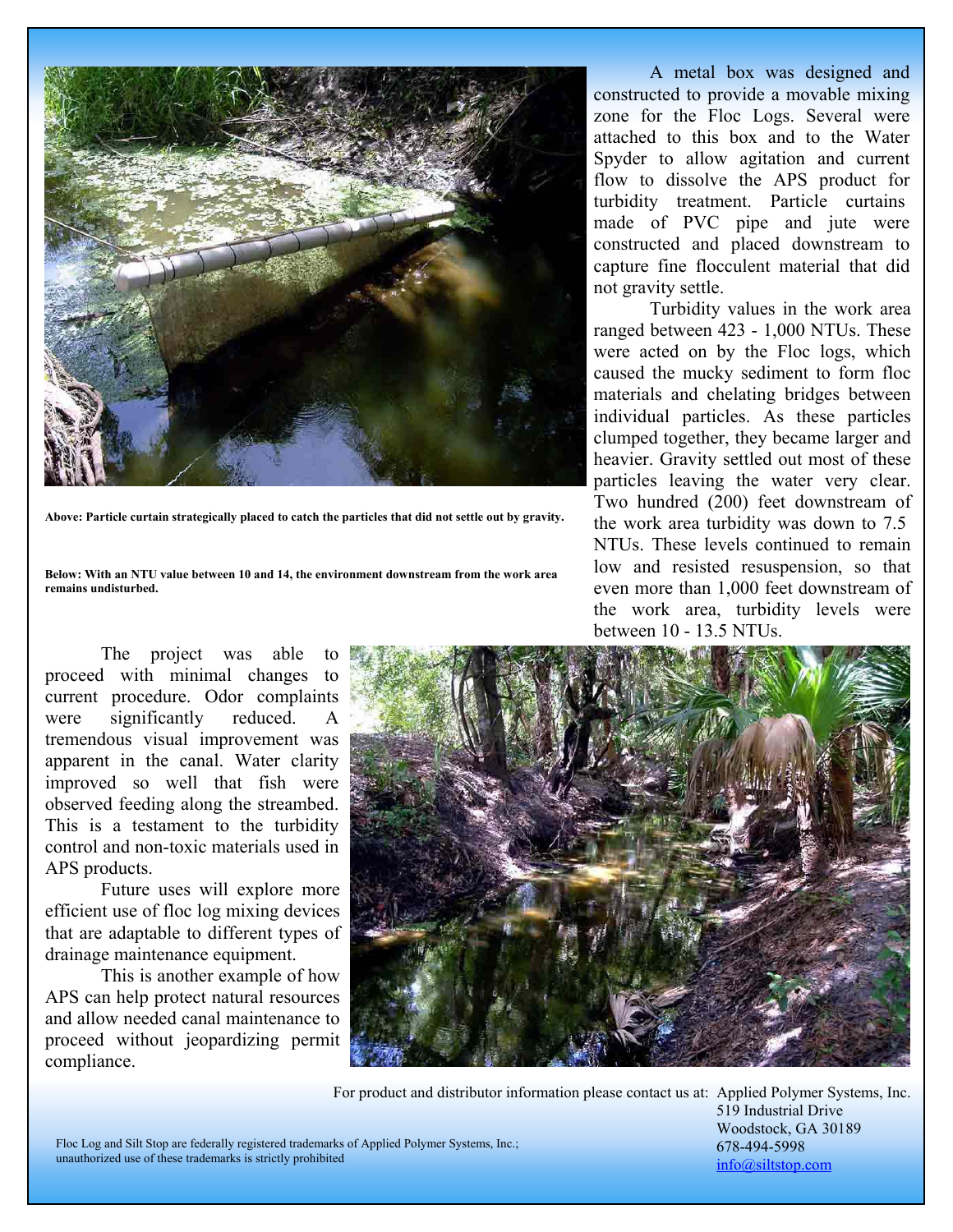Above: **Particle curtain strategically placed to catch the particles that did not settle out by gravity.**

**Below: With an NTU value between 10 and 14, the environment downstream from the work area remains undisturbed.**

A metal box was designed and constructed to provide a movable mixing zone for the Floc Logs. Several were attached to this box and to the Water Spyder to allow agitation and current flow to dissolve the APS product for turbidity treatment. Particle curtains made of PVC pipe and jute were constructed and placed downstream to capture fine flocculent material that did not gravity settle.

Turbidity values in the work area ranged between 423 - 1,000 NTUs. These were acted on by the Floc logs, which caused the mucky sediment to form floc materials and chelating bridges between individual particles. As these particles clumped together, they became larger and heavier. Gravity settled out most of these particles leaving the water very clear. Two hundred (200) feet downstream of the work area turbidity was down to 7.5 NTUs. These levels continued to remain low and resisted resuspension, so that even more than 1,000 feet downstream of the work area, turbidity levels were between 10 - 13.5 NTUs.

The project was able to proceed with minimal changes to current procedure. Odor complaints were significantly reduced. A tremendous visual improvement was apparent in the canal. Water clarity improved so well that fish were observed feeding along the streambed. This is a testament to the turbidity control and non-toxic materials used in APS products.

Future uses will explore more efficient use of floc log mixing devices that are adaptable to different types of drainage maintenance equipment.

This is another example of how APS can help protect natural resources and allow needed canal maintenance to proceed without jeopardizing permit compliance.

For product and distributor information please contact us at: Applied Polymer Systems, Inc.
519 Industrial Drive
Woodstock, GA 30189
678-494-5998
info@siltstop.com

Floc Log and Silt Stop are federally registered trademarks of Applied Polymer Systems, Inc.; unauthorized use of these trademarks is strictly prohibited